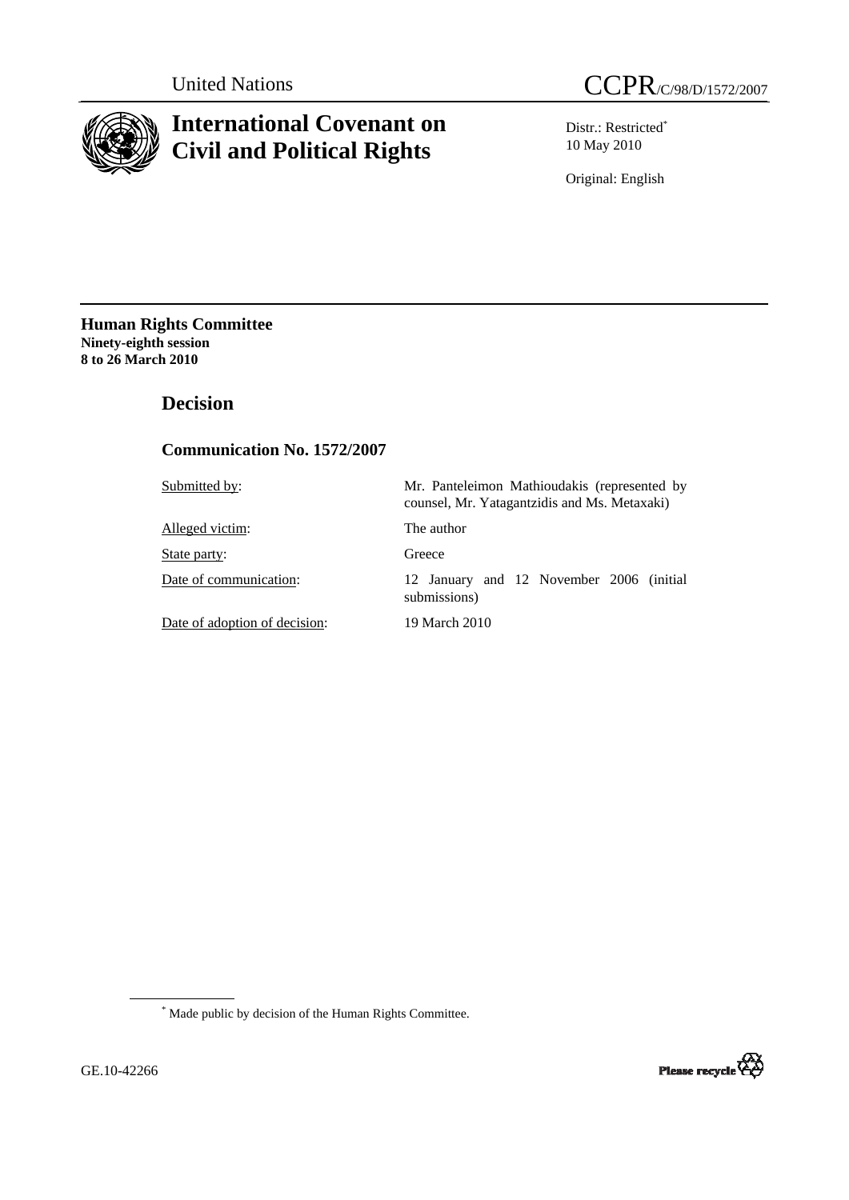United Nations

# CCPR/C/98/D/1572/2007

# International Covenant on Civil and Political Rights

Distr.: Restricted*
10 May 2010

Original: English

**Human Rights Committee**
**Ninety-eighth session**
**8 to 26 March 2010**

## Decision

### Communication No. 1572/2007

| | |
|---|---|
| Submitted by: | Mr. Panteleimon Mathioudakis (represented by counsel, Mr. Yatagantzidis and Ms. Metaxaki) |
| Alleged victim: | The author |
| State party: | Greece |
| Date of communication: | 12 January and 12 November 2006 (initial submissions) |
| Date of adoption of decision: | 19 March 2010 |

* Made public by decision of the Human Rights Committee.

GE.10-42266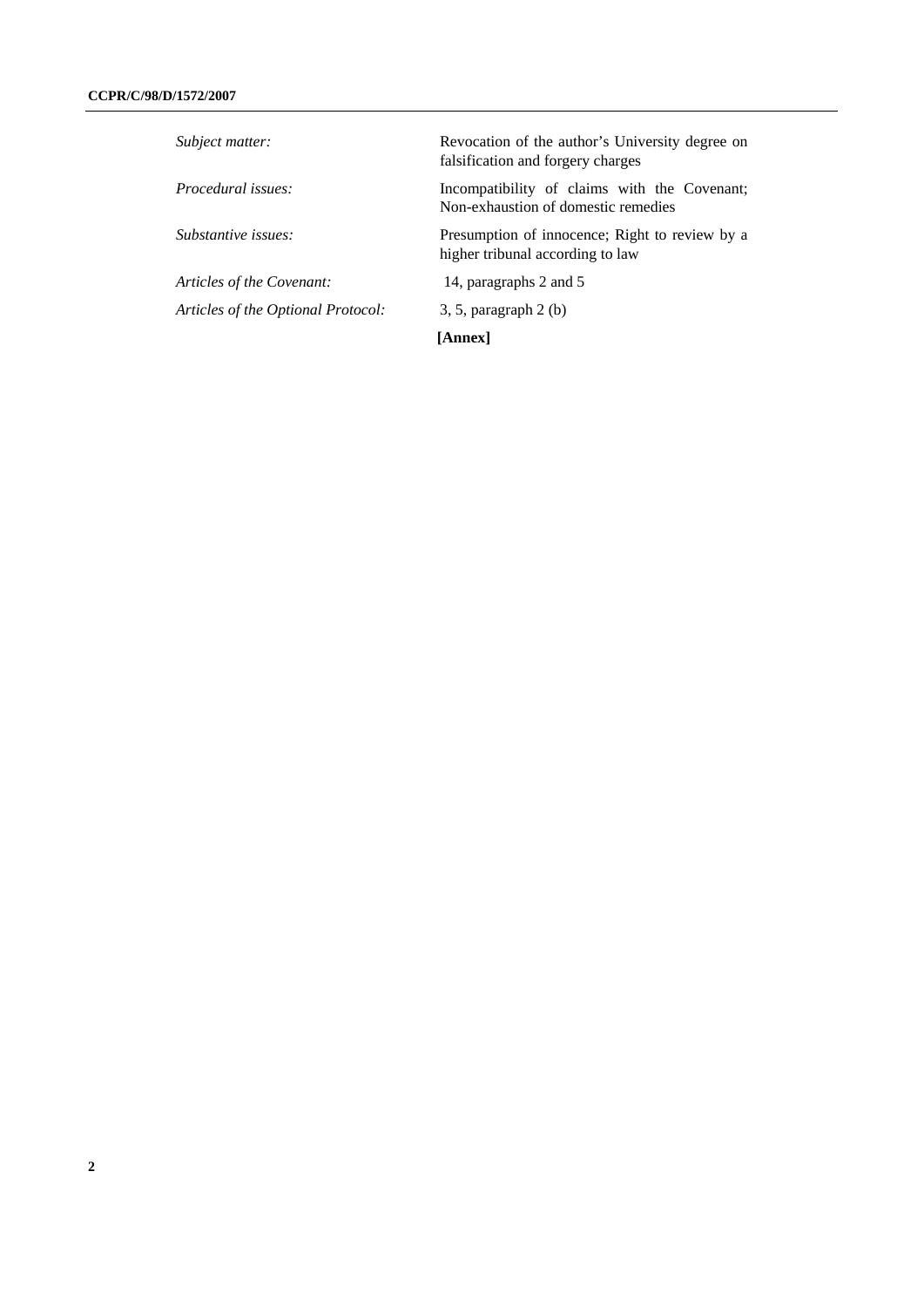*Subject matter:* Revocation of the author's University degree on falsification and forgery charges

*Procedural issues:* Incompatibility of claims with the Covenant; Non-exhaustion of domestic remedies

*Substantive issues:* Presumption of innocence; Right to review by a higher tribunal according to law

*Articles of the Covenant:* 14, paragraphs 2 and 5

*Articles of the Optional Protocol:* 3, 5, paragraph 2 (b)

**[Annex]**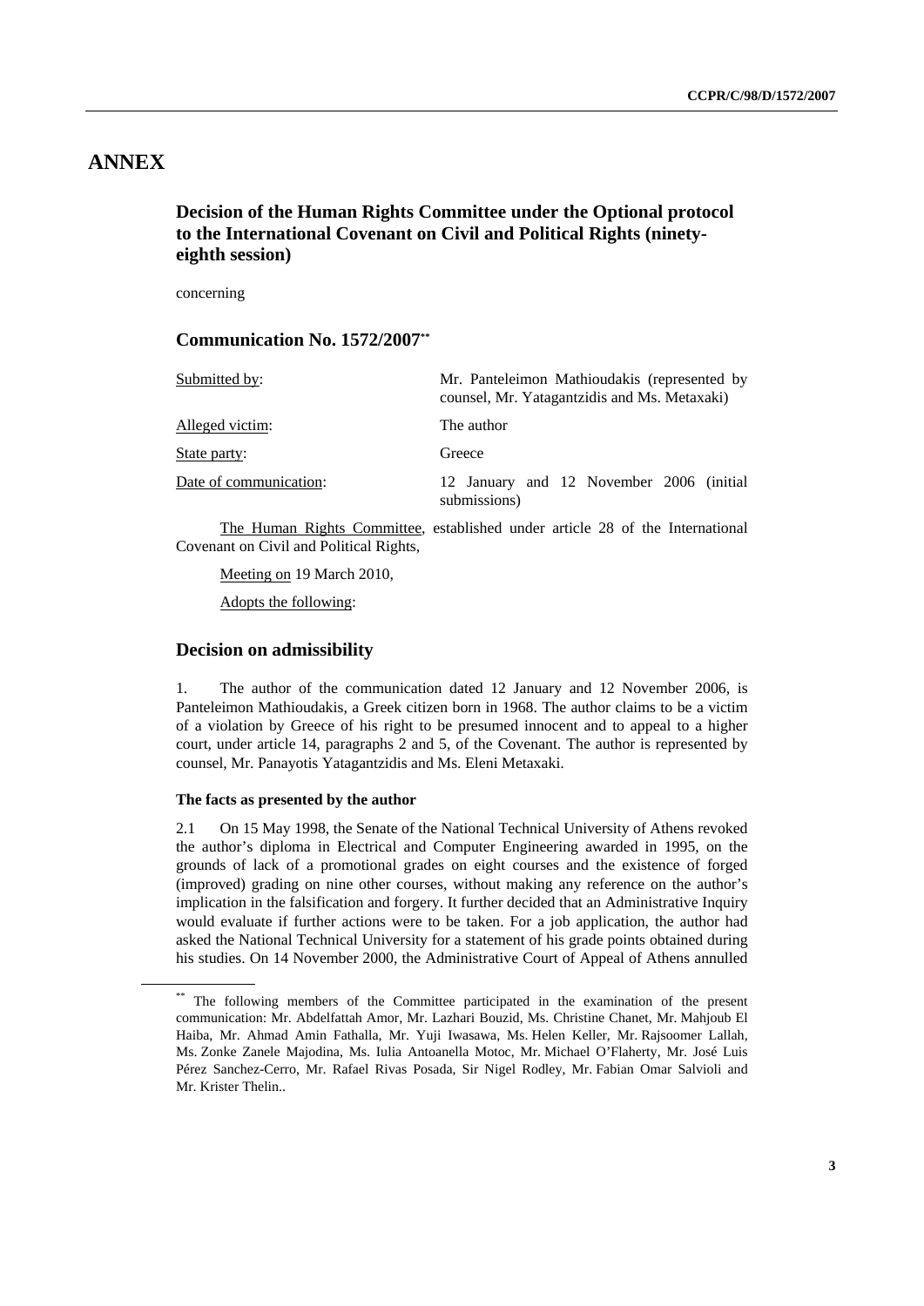# ANNEX

## Decision of the Human Rights Committee under the Optional protocol to the International Covenant on Civil and Political Rights (ninety-eighth session)

concerning

## Communication No. 1572/2007[**]

| | |
|---|---|
| Submitted by: | Mr. Panteleimon Mathioudakis (represented by counsel, Mr. Yatagantzidis and Ms. Metaxaki) |
| Alleged victim: | The author |
| State party: | Greece |
| Date of communication: | 12 January and 12 November 2006 (initial submissions) |

The Human Rights Committee, established under article 28 of the International Covenant on Civil and Political Rights,

Meeting on 19 March 2010,

Adopts the following:

## Decision on admissibility

1. The author of the communication dated 12 January and 12 November 2006, is Panteleimon Mathioudakis, a Greek citizen born in 1968. The author claims to be a victim of a violation by Greece of his right to be presumed innocent and to appeal to a higher court, under article 14, paragraphs 2 and 5, of the Covenant. The author is represented by counsel, Mr. Panayotis Yatagantzidis and Ms. Eleni Metaxaki.

**The facts as presented by the author**

2.1 On 15 May 1998, the Senate of the National Technical University of Athens revoked the author's diploma in Electrical and Computer Engineering awarded in 1995, on the grounds of lack of a promotional grades on eight courses and the existence of forged (improved) grading on nine other courses, without making any reference on the author's implication in the falsification and forgery. It further decided that an Administrative Inquiry would evaluate if further actions were to be taken. For a job application, the author had asked the National Technical University for a statement of his grade points obtained during his studies. On 14 November 2000, the Administrative Court of Appeal of Athens annulled

---

[**] The following members of the Committee participated in the examination of the present communication: Mr. Abdelfattah Amor, Mr. Lazhari Bouzid, Ms. Christine Chanet, Mr. Mahjoub El Haiba, Mr. Ahmad Amin Fathalla, Mr. Yuji Iwasawa, Ms. Helen Keller, Mr. Rajsoomer Lallah, Ms. Zonke Zanele Majodina, Ms. Iulia Antoanella Motoc, Mr. Michael O'Flaherty, Mr. José Luis Pérez Sanchez-Cerro, Mr. Rafael Rivas Posada, Sir Nigel Rodley, Mr. Fabian Omar Salvioli and Mr. Krister Thelin..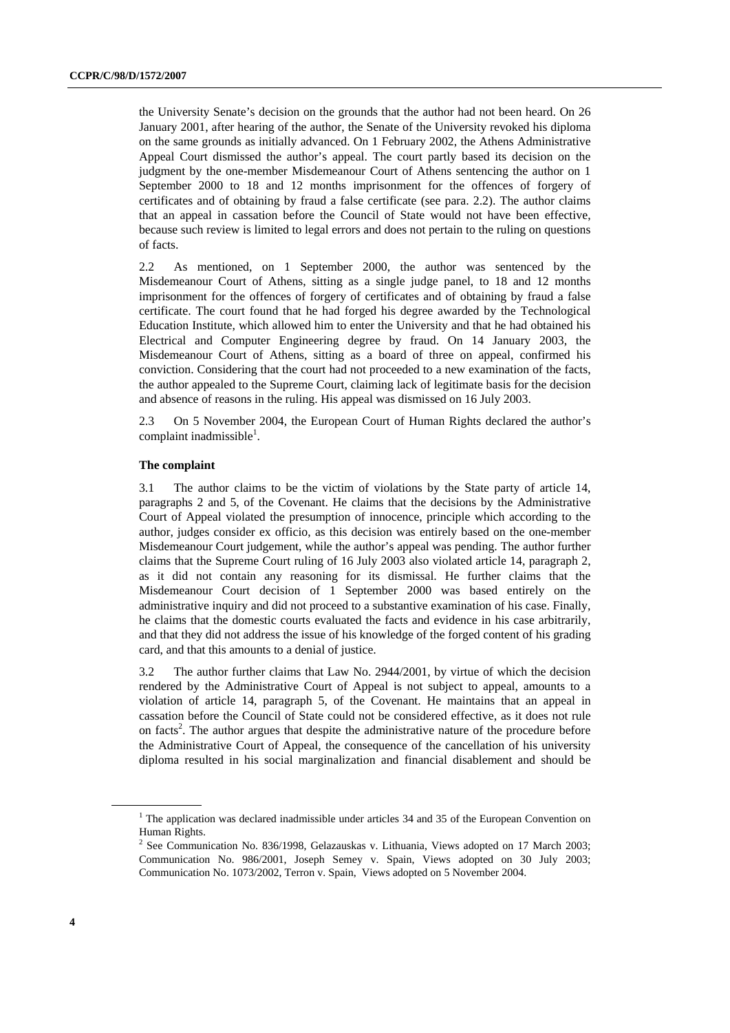the University Senate's decision on the grounds that the author had not been heard. On 26 January 2001, after hearing of the author, the Senate of the University revoked his diploma on the same grounds as initially advanced. On 1 February 2002, the Athens Administrative Appeal Court dismissed the author's appeal. The court partly based its decision on the judgment by the one-member Misdemeanour Court of Athens sentencing the author on 1 September 2000 to 18 and 12 months imprisonment for the offences of forgery of certificates and of obtaining by fraud a false certificate (see para. 2.2). The author claims that an appeal in cassation before the Council of State would not have been effective, because such review is limited to legal errors and does not pertain to the ruling on questions of facts.

2.2 As mentioned, on 1 September 2000, the author was sentenced by the Misdemeanour Court of Athens, sitting as a single judge panel, to 18 and 12 months imprisonment for the offences of forgery of certificates and of obtaining by fraud a false certificate. The court found that he had forged his degree awarded by the Technological Education Institute, which allowed him to enter the University and that he had obtained his Electrical and Computer Engineering degree by fraud. On 14 January 2003, the Misdemeanour Court of Athens, sitting as a board of three on appeal, confirmed his conviction. Considering that the court had not proceeded to a new examination of the facts, the author appealed to the Supreme Court, claiming lack of legitimate basis for the decision and absence of reasons in the ruling. His appeal was dismissed on 16 July 2003.

2.3 On 5 November 2004, the European Court of Human Rights declared the author's complaint inadmissible[1].

**The complaint**

3.1 The author claims to be the victim of violations by the State party of article 14, paragraphs 2 and 5, of the Covenant. He claims that the decisions by the Administrative Court of Appeal violated the presumption of innocence, principle which according to the author, judges consider ex officio, as this decision was entirely based on the one-member Misdemeanour Court judgement, while the author's appeal was pending. The author further claims that the Supreme Court ruling of 16 July 2003 also violated article 14, paragraph 2, as it did not contain any reasoning for its dismissal. He further claims that the Misdemeanour Court decision of 1 September 2000 was based entirely on the administrative inquiry and did not proceed to a substantive examination of his case. Finally, he claims that the domestic courts evaluated the facts and evidence in his case arbitrarily, and that they did not address the issue of his knowledge of the forged content of his grading card, and that this amounts to a denial of justice.

3.2 The author further claims that Law No. 2944/2001, by virtue of which the decision rendered by the Administrative Court of Appeal is not subject to appeal, amounts to a violation of article 14, paragraph 5, of the Covenant. He maintains that an appeal in cassation before the Council of State could not be considered effective, as it does not rule on facts[2]. The author argues that despite the administrative nature of the procedure before the Administrative Court of Appeal, the consequence of the cancellation of his university diploma resulted in his social marginalization and financial disablement and should be

---

[1] The application was declared inadmissible under articles 34 and 35 of the European Convention on Human Rights.

[2] See Communication No. 836/1998, Gelazauskas v. Lithuania, Views adopted on 17 March 2003; Communication No. 986/2001, Joseph Semey v. Spain, Views adopted on 30 July 2003; Communication No. 1073/2002, Terron v. Spain, Views adopted on 5 November 2004.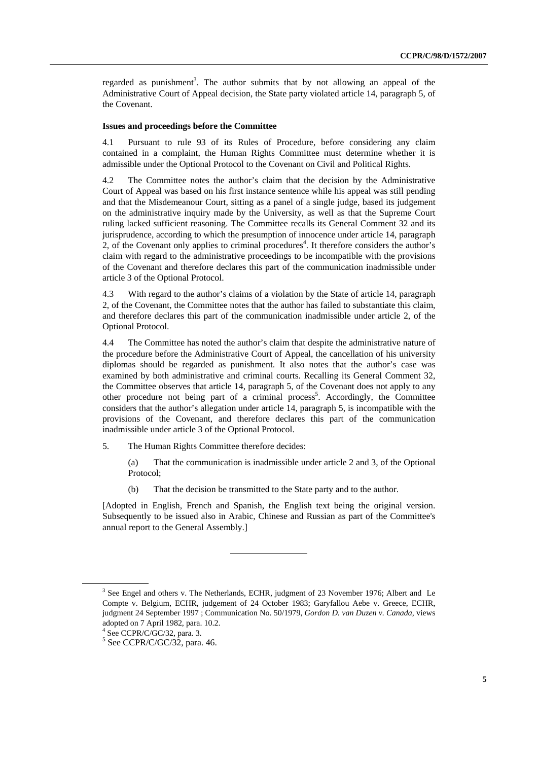regarded as punishment[3]. The author submits that by not allowing an appeal of the Administrative Court of Appeal decision, the State party violated article 14, paragraph 5, of the Covenant.

### Issues and proceedings before the Committee

4.1 Pursuant to rule 93 of its Rules of Procedure, before considering any claim contained in a complaint, the Human Rights Committee must determine whether it is admissible under the Optional Protocol to the Covenant on Civil and Political Rights.

4.2 The Committee notes the author's claim that the decision by the Administrative Court of Appeal was based on his first instance sentence while his appeal was still pending and that the Misdemeanour Court, sitting as a panel of a single judge, based its judgement on the administrative inquiry made by the University, as well as that the Supreme Court ruling lacked sufficient reasoning. The Committee recalls its General Comment 32 and its jurisprudence, according to which the presumption of innocence under article 14, paragraph 2, of the Covenant only applies to criminal procedures[4]. It therefore considers the author's claim with regard to the administrative proceedings to be incompatible with the provisions of the Covenant and therefore declares this part of the communication inadmissible under article 3 of the Optional Protocol.

4.3 With regard to the author's claims of a violation by the State of article 14, paragraph 2, of the Covenant, the Committee notes that the author has failed to substantiate this claim, and therefore declares this part of the communication inadmissible under article 2, of the Optional Protocol.

4.4 The Committee has noted the author's claim that despite the administrative nature of the procedure before the Administrative Court of Appeal, the cancellation of his university diplomas should be regarded as punishment. It also notes that the author's case was examined by both administrative and criminal courts. Recalling its General Comment 32, the Committee observes that article 14, paragraph 5, of the Covenant does not apply to any other procedure not being part of a criminal process[5]. Accordingly, the Committee considers that the author's allegation under article 14, paragraph 5, is incompatible with the provisions of the Covenant, and therefore declares this part of the communication inadmissible under article 3 of the Optional Protocol.

5. The Human Rights Committee therefore decides:

(a) That the communication is inadmissible under article 2 and 3, of the Optional Protocol;

(b) That the decision be transmitted to the State party and to the author.

[Adopted in English, French and Spanish, the English text being the original version. Subsequently to be issued also in Arabic, Chinese and Russian as part of the Committee's annual report to the General Assembly.]

---

[3] See Engel and others v. The Netherlands, ECHR, judgment of 23 November 1976; Albert and Le Compte v. Belgium, ECHR, judgement of 24 October 1983; Garyfallou Aebe v. Greece, ECHR, judgment 24 September 1997 ; Communication No. 50/1979, *Gordon D. van Duzen v. Canada*, views adopted on 7 April 1982, para. 10.2.

[4] See CCPR/C/GC/32, para. 3.

[5] See CCPR/C/GC/32, para. 46.